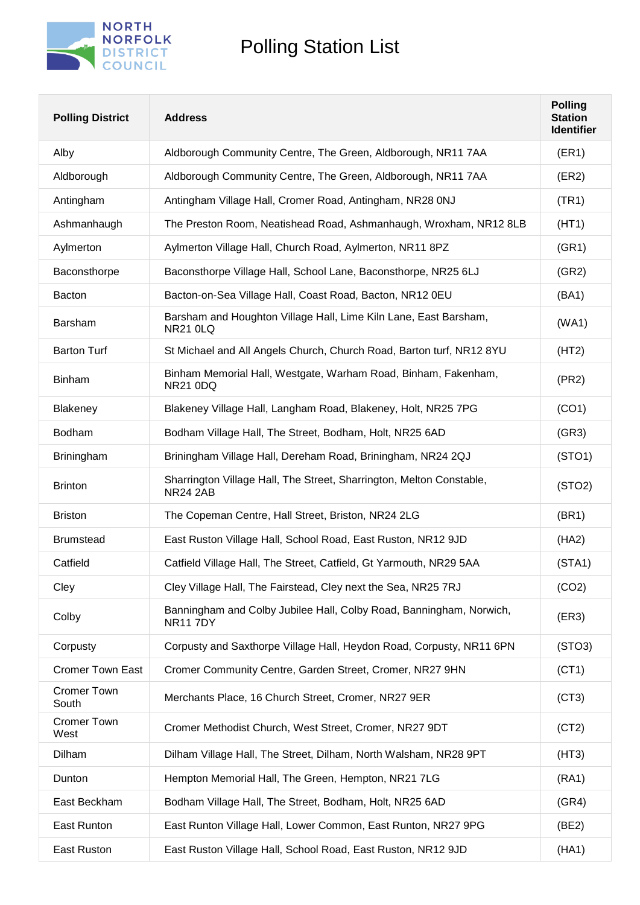# Polling Station List

| Polling District | Address | Polling Station Identifier |
|---|---|---|
| Alby | Aldborough Community Centre, The Green, Aldborough, NR11 7AA | (ER1) |
| Aldborough | Aldborough Community Centre, The Green, Aldborough, NR11 7AA | (ER2) |
| Antingham | Antingham Village Hall, Cromer Road, Antingham, NR28 0NJ | (TR1) |
| Ashmanhaugh | The Preston Room, Neatishead Road, Ashmanhaugh, Wroxham, NR12 8LB | (HT1) |
| Aylmerton | Aylmerton Village Hall, Church Road, Aylmerton, NR11 8PZ | (GR1) |
| Baconsthorpe | Baconsthorpe Village Hall, School Lane, Baconsthorpe, NR25 6LJ | (GR2) |
| Bacton | Bacton-on-Sea Village Hall, Coast Road, Bacton, NR12 0EU | (BA1) |
| Barsham | Barsham and Houghton Village Hall, Lime Kiln Lane, East Barsham, NR21 0LQ | (WA1) |
| Barton Turf | St Michael and All Angels Church, Church Road, Barton turf, NR12 8YU | (HT2) |
| Binham | Binham Memorial Hall, Westgate, Warham Road, Binham, Fakenham, NR21 0DQ | (PR2) |
| Blakeney | Blakeney Village Hall, Langham Road, Blakeney, Holt, NR25 7PG | (CO1) |
| Bodham | Bodham Village Hall, The Street, Bodham, Holt, NR25 6AD | (GR3) |
| Briningham | Briningham Village Hall, Dereham Road, Briningham, NR24 2QJ | (STO1) |
| Brinton | Sharrington Village Hall, The Street, Sharrington, Melton Constable, NR24 2AB | (STO2) |
| Briston | The Copeman Centre, Hall Street, Briston, NR24 2LG | (BR1) |
| Brumstead | East Ruston Village Hall, School Road, East Ruston, NR12 9JD | (HA2) |
| Catfield | Catfield Village Hall, The Street, Catfield, Gt Yarmouth, NR29 5AA | (STA1) |
| Cley | Cley Village Hall, The Fairstead, Cley next the Sea, NR25 7RJ | (CO2) |
| Colby | Banningham and Colby Jubilee Hall, Colby Road, Banningham, Norwich, NR11 7DY | (ER3) |
| Corpusty | Corpusty and Saxthorpe Village Hall, Heydon Road, Corpusty, NR11 6PN | (STO3) |
| Cromer Town East | Cromer Community Centre, Garden Street, Cromer, NR27 9HN | (CT1) |
| Cromer Town South | Merchants Place, 16 Church Street, Cromer, NR27 9ER | (CT3) |
| Cromer Town West | Cromer Methodist Church, West Street, Cromer, NR27 9DT | (CT2) |
| Dilham | Dilham Village Hall, The Street, Dilham, North Walsham, NR28 9PT | (HT3) |
| Dunton | Hempton Memorial Hall, The Green, Hempton, NR21 7LG | (RA1) |
| East Beckham | Bodham Village Hall, The Street, Bodham, Holt, NR25 6AD | (GR4) |
| East Runton | East Runton Village Hall, Lower Common, East Runton, NR27 9PG | (BE2) |
| East Ruston | East Ruston Village Hall, School Road, East Ruston, NR12 9JD | (HA1) |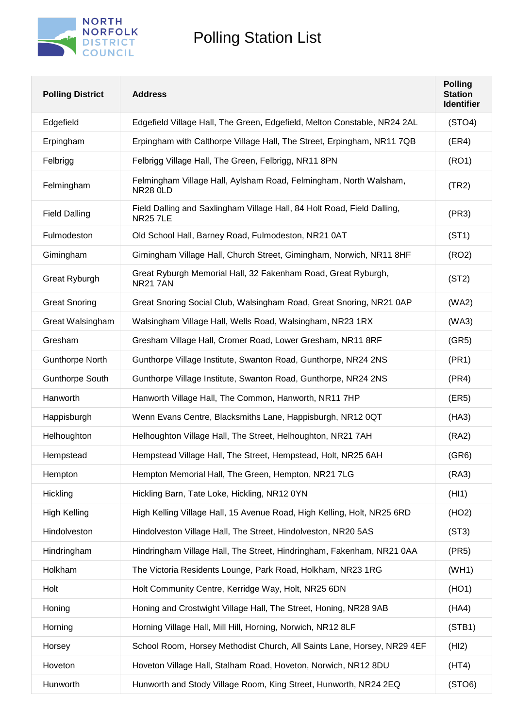# Polling Station List

| Polling District | Address | Polling Station Identifier |
|---|---|---|
| Edgefield | Edgefield Village Hall, The Green, Edgefield, Melton Constable, NR24 2AL | (STO4) |
| Erpingham | Erpingham with Calthorpe Village Hall, The Street, Erpingham, NR11 7QB | (ER4) |
| Felbrigg | Felbrigg Village Hall, The Green, Felbrigg, NR11 8PN | (RO1) |
| Felmingham | Felmingham Village Hall, Aylsham Road, Felmingham, North Walsham, NR28 0LD | (TR2) |
| Field Dalling | Field Dalling and Saxlingham Village Hall, 84 Holt Road, Field Dalling, NR25 7LE | (PR3) |
| Fulmodeston | Old School Hall, Barney Road, Fulmodeston, NR21 0AT | (ST1) |
| Gimingham | Gimingham Village Hall, Church Street, Gimingham, Norwich, NR11 8HF | (RO2) |
| Great Ryburgh | Great Ryburgh Memorial Hall, 32 Fakenham Road, Great Ryburgh, NR21 7AN | (ST2) |
| Great Snoring | Great Snoring Social Club, Walsingham Road, Great Snoring, NR21 0AP | (WA2) |
| Great Walsingham | Walsingham Village Hall, Wells Road, Walsingham, NR23 1RX | (WA3) |
| Gresham | Gresham Village Hall, Cromer Road, Lower Gresham, NR11 8RF | (GR5) |
| Gunthorpe North | Gunthorpe Village Institute, Swanton Road, Gunthorpe, NR24 2NS | (PR1) |
| Gunthorpe South | Gunthorpe Village Institute, Swanton Road, Gunthorpe, NR24 2NS | (PR4) |
| Hanworth | Hanworth Village Hall, The Common, Hanworth, NR11 7HP | (ER5) |
| Happisburgh | Wenn Evans Centre, Blacksmiths Lane, Happisburgh, NR12 0QT | (HA3) |
| Helhoughton | Helhoughton Village Hall, The Street, Helhoughton, NR21 7AH | (RA2) |
| Hempstead | Hempstead Village Hall, The Street, Hempstead, Holt, NR25 6AH | (GR6) |
| Hempton | Hempton Memorial Hall, The Green, Hempton, NR21 7LG | (RA3) |
| Hickling | Hickling Barn, Tate Loke, Hickling, NR12 0YN | (HI1) |
| High Kelling | High Kelling Village Hall, 15 Avenue Road, High Kelling, Holt, NR25 6RD | (HO2) |
| Hindolveston | Hindolveston Village Hall, The Street, Hindolveston, NR20 5AS | (ST3) |
| Hindringham | Hindringham Village Hall, The Street, Hindringham, Fakenham, NR21 0AA | (PR5) |
| Holkham | The Victoria Residents Lounge, Park Road, Holkham, NR23 1RG | (WH1) |
| Holt | Holt Community Centre, Kerridge Way, Holt, NR25 6DN | (HO1) |
| Honing | Honing and Crostwight Village Hall, The Street, Honing, NR28 9AB | (HA4) |
| Horning | Horning Village Hall, Mill Hill, Horning, Norwich, NR12 8LF | (STB1) |
| Horsey | School Room, Horsey Methodist Church, All Saints Lane, Horsey, NR29 4EF | (HI2) |
| Hoveton | Hoveton Village Hall, Stalham Road, Hoveton, Norwich, NR12 8DU | (HT4) |
| Hunworth | Hunworth and Stody Village Room, King Street, Hunworth, NR24 2EQ | (STO6) |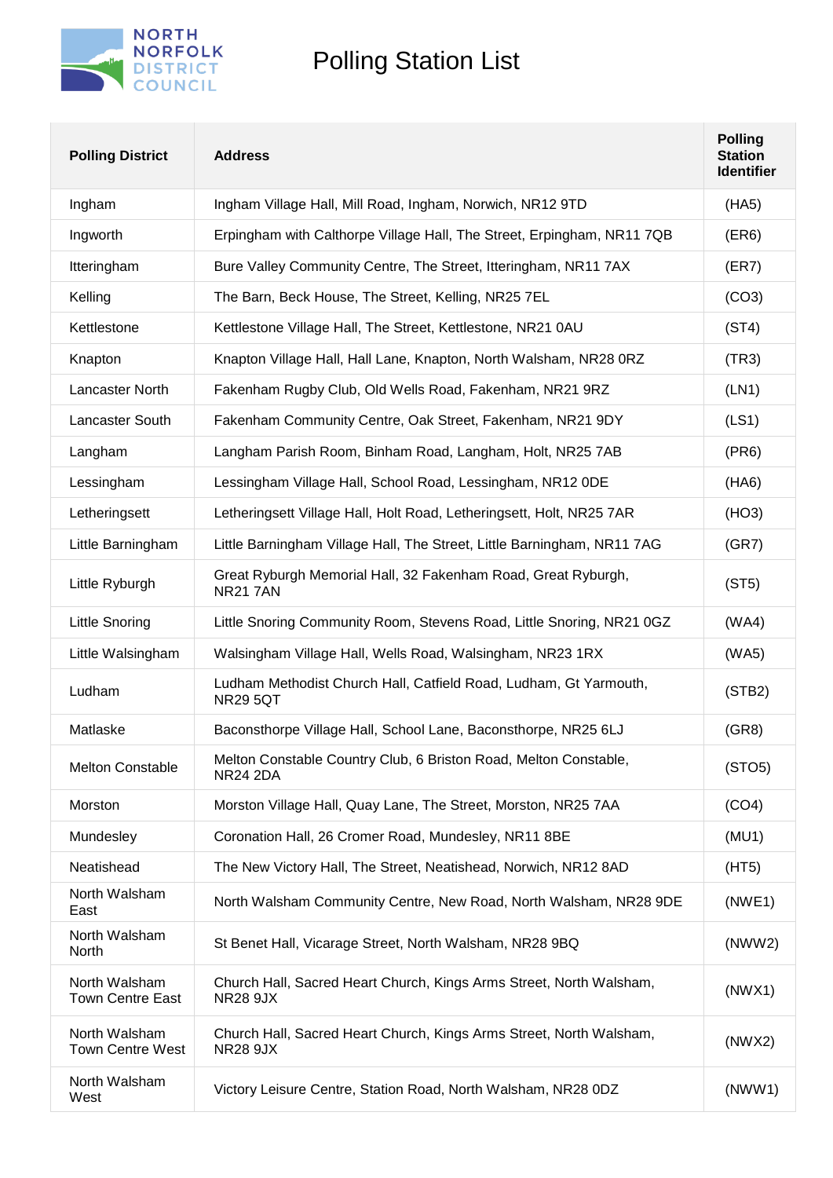# Polling Station List

| Polling District | Address | Polling Station Identifier |
|---|---|---|
| Ingham | Ingham Village Hall, Mill Road, Ingham, Norwich, NR12 9TD | (HA5) |
| Ingworth | Erpingham with Calthorpe Village Hall, The Street, Erpingham, NR11 7QB | (ER6) |
| Itteringham | Bure Valley Community Centre, The Street, Itteringham, NR11 7AX | (ER7) |
| Kelling | The Barn, Beck House, The Street, Kelling, NR25 7EL | (CO3) |
| Kettlestone | Kettlestone Village Hall, The Street, Kettlestone, NR21 0AU | (ST4) |
| Knapton | Knapton Village Hall, Hall Lane, Knapton, North Walsham, NR28 0RZ | (TR3) |
| Lancaster North | Fakenham Rugby Club, Old Wells Road, Fakenham, NR21 9RZ | (LN1) |
| Lancaster South | Fakenham Community Centre, Oak Street, Fakenham, NR21 9DY | (LS1) |
| Langham | Langham Parish Room, Binham Road, Langham, Holt, NR25 7AB | (PR6) |
| Lessingham | Lessingham Village Hall, School Road, Lessingham, NR12 0DE | (HA6) |
| Letheringsett | Letheringsett Village Hall, Holt Road, Letheringsett, Holt, NR25 7AR | (HO3) |
| Little Barningham | Little Barningham Village Hall, The Street, Little Barningham, NR11 7AG | (GR7) |
| Little Ryburgh | Great Ryburgh Memorial Hall, 32 Fakenham Road, Great Ryburgh, NR21 7AN | (ST5) |
| Little Snoring | Little Snoring Community Room, Stevens Road, Little Snoring, NR21 0GZ | (WA4) |
| Little Walsingham | Walsingham Village Hall, Wells Road, Walsingham, NR23 1RX | (WA5) |
| Ludham | Ludham Methodist Church Hall, Catfield Road, Ludham, Gt Yarmouth, NR29 5QT | (STB2) |
| Matlaske | Baconsthorpe Village Hall, School Lane, Baconsthorpe, NR25 6LJ | (GR8) |
| Melton Constable | Melton Constable Country Club, 6 Briston Road, Melton Constable, NR24 2DA | (STO5) |
| Morston | Morston Village Hall, Quay Lane, The Street, Morston, NR25 7AA | (CO4) |
| Mundesley | Coronation Hall, 26 Cromer Road, Mundesley, NR11 8BE | (MU1) |
| Neatishead | The New Victory Hall, The Street, Neatishead, Norwich, NR12 8AD | (HT5) |
| North Walsham East | North Walsham Community Centre, New Road, North Walsham, NR28 9DE | (NWE1) |
| North Walsham North | St Benet Hall, Vicarage Street, North Walsham, NR28 9BQ | (NWW2) |
| North Walsham Town Centre East | Church Hall, Sacred Heart Church, Kings Arms Street, North Walsham, NR28 9JX | (NWX1) |
| North Walsham Town Centre West | Church Hall, Sacred Heart Church, Kings Arms Street, North Walsham, NR28 9JX | (NWX2) |
| North Walsham West | Victory Leisure Centre, Station Road, North Walsham, NR28 0DZ | (NWW1) |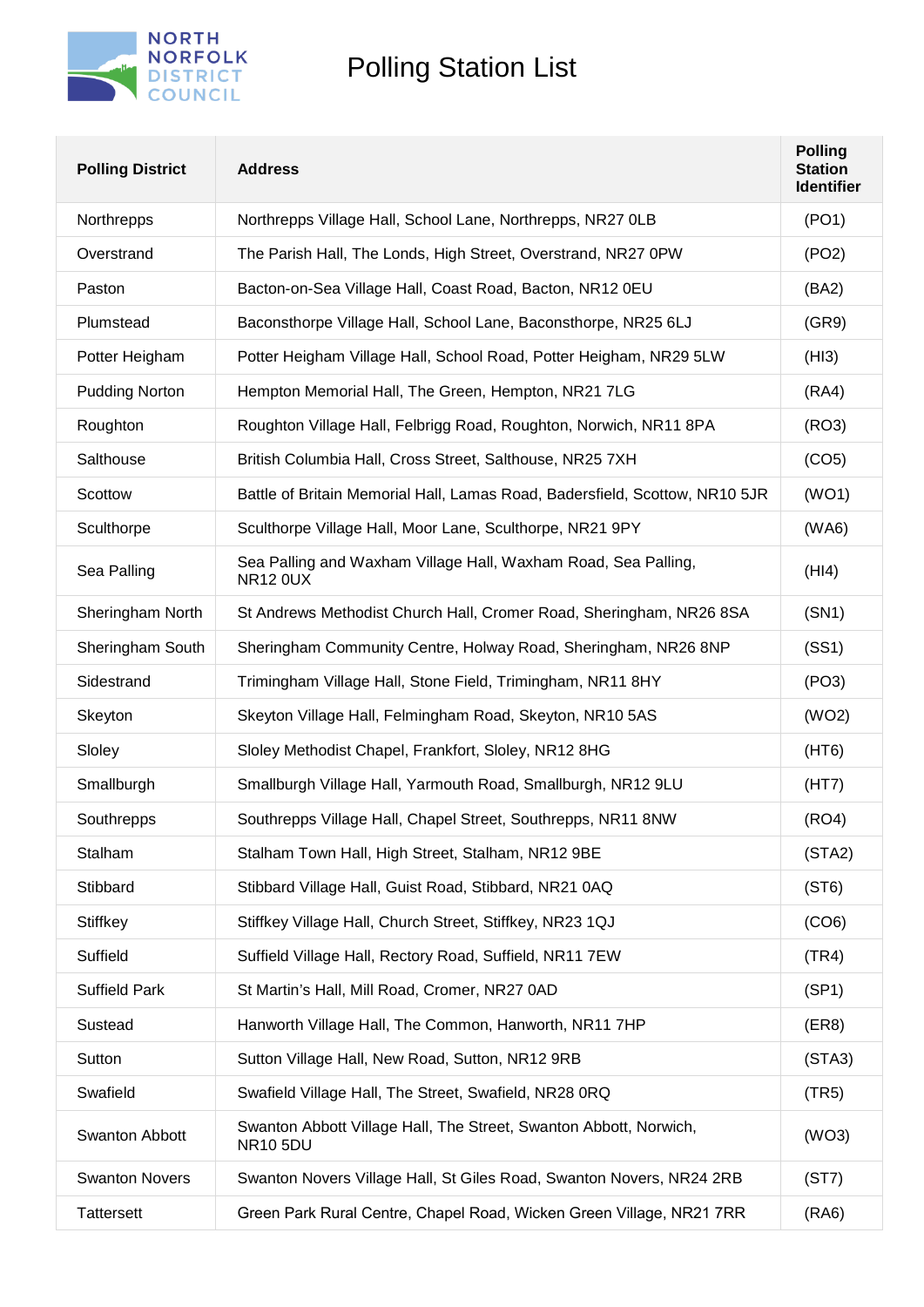# Polling Station List

| Polling District | Address | Polling Station Identifier |
|---|---|---|
| Northrepps | Northrepps Village Hall, School Lane, Northrepps, NR27 0LB | (PO1) |
| Overstrand | The Parish Hall, The Londs, High Street, Overstrand, NR27 0PW | (PO2) |
| Paston | Bacton-on-Sea Village Hall, Coast Road, Bacton, NR12 0EU | (BA2) |
| Plumstead | Baconsthorpe Village Hall, School Lane, Baconsthorpe, NR25 6LJ | (GR9) |
| Potter Heigham | Potter Heigham Village Hall, School Road, Potter Heigham, NR29 5LW | (HI3) |
| Pudding Norton | Hempton Memorial Hall, The Green, Hempton, NR21 7LG | (RA4) |
| Roughton | Roughton Village Hall, Felbrigg Road, Roughton, Norwich, NR11 8PA | (RO3) |
| Salthouse | British Columbia Hall, Cross Street, Salthouse, NR25 7XH | (CO5) |
| Scottow | Battle of Britain Memorial Hall, Lamas Road, Badersfield, Scottow, NR10 5JR | (WO1) |
| Sculthorpe | Sculthorpe Village Hall, Moor Lane, Sculthorpe, NR21 9PY | (WA6) |
| Sea Palling | Sea Palling and Waxham Village Hall, Waxham Road, Sea Palling, NR12 0UX | (HI4) |
| Sheringham North | St Andrews Methodist Church Hall, Cromer Road, Sheringham, NR26 8SA | (SN1) |
| Sheringham South | Sheringham Community Centre, Holway Road, Sheringham, NR26 8NP | (SS1) |
| Sidestrand | Trimingham Village Hall, Stone Field, Trimingham, NR11 8HY | (PO3) |
| Skeyton | Skeyton Village Hall, Felmingham Road, Skeyton, NR10 5AS | (WO2) |
| Sloley | Sloley Methodist Chapel, Frankfort, Sloley, NR12 8HG | (HT6) |
| Smallburgh | Smallburgh Village Hall, Yarmouth Road, Smallburgh, NR12 9LU | (HT7) |
| Southrepps | Southrepps Village Hall, Chapel Street, Southrepps, NR11 8NW | (RO4) |
| Stalham | Stalham Town Hall, High Street, Stalham, NR12 9BE | (STA2) |
| Stibbard | Stibbard Village Hall, Guist Road, Stibbard, NR21 0AQ | (ST6) |
| Stiffkey | Stiffkey Village Hall, Church Street, Stiffkey, NR23 1QJ | (CO6) |
| Suffield | Suffield Village Hall, Rectory Road, Suffield, NR11 7EW | (TR4) |
| Suffield Park | St Martin's Hall, Mill Road, Cromer, NR27 0AD | (SP1) |
| Sustead | Hanworth Village Hall, The Common, Hanworth, NR11 7HP | (ER8) |
| Sutton | Sutton Village Hall, New Road, Sutton, NR12 9RB | (STA3) |
| Swafield | Swafield Village Hall, The Street, Swafield, NR28 0RQ | (TR5) |
| Swanton Abbott | Swanton Abbott Village Hall, The Street, Swanton Abbott, Norwich, NR10 5DU | (WO3) |
| Swanton Novers | Swanton Novers Village Hall, St Giles Road, Swanton Novers, NR24 2RB | (ST7) |
| Tattersett | Green Park Rural Centre, Chapel Road, Wicken Green Village, NR21 7RR | (RA6) |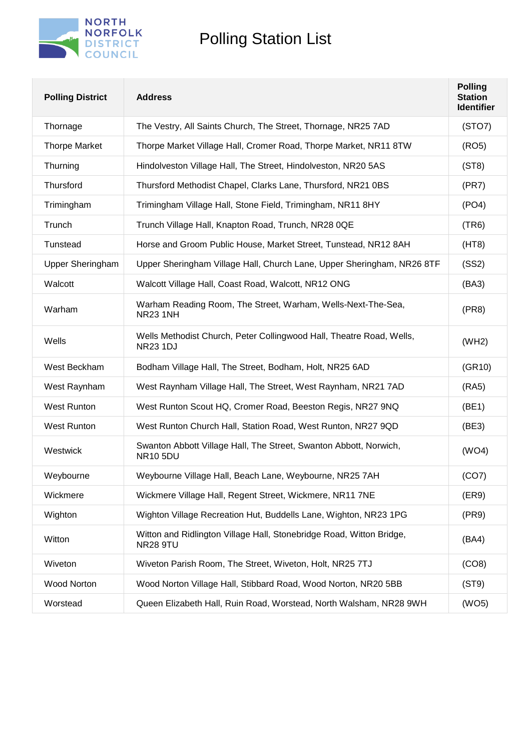# Polling Station List

| Polling District | Address | Polling Station Identifier |
|---|---|---|
| Thornage | The Vestry, All Saints Church, The Street, Thornage, NR25 7AD | (STO7) |
| Thorpe Market | Thorpe Market Village Hall, Cromer Road, Thorpe Market, NR11 8TW | (RO5) |
| Thurning | Hindolveston Village Hall, The Street, Hindolveston, NR20 5AS | (ST8) |
| Thursford | Thursford Methodist Chapel, Clarks Lane, Thursford, NR21 0BS | (PR7) |
| Trimingham | Trimingham Village Hall, Stone Field, Trimingham, NR11 8HY | (PO4) |
| Trunch | Trunch Village Hall, Knapton Road, Trunch, NR28 0QE | (TR6) |
| Tunstead | Horse and Groom Public House, Market Street, Tunstead, NR12 8AH | (HT8) |
| Upper Sheringham | Upper Sheringham Village Hall, Church Lane, Upper Sheringham, NR26 8TF | (SS2) |
| Walcott | Walcott Village Hall, Coast Road, Walcott, NR12 ONG | (BA3) |
| Warham | Warham Reading Room, The Street, Warham, Wells-Next-The-Sea, NR23 1NH | (PR8) |
| Wells | Wells Methodist Church, Peter Collingwood Hall, Theatre Road, Wells, NR23 1DJ | (WH2) |
| West Beckham | Bodham Village Hall, The Street, Bodham, Holt, NR25 6AD | (GR10) |
| West Raynham | West Raynham Village Hall, The Street, West Raynham, NR21 7AD | (RA5) |
| West Runton | West Runton Scout HQ, Cromer Road, Beeston Regis, NR27 9NQ | (BE1) |
| West Runton | West Runton Church Hall, Station Road, West Runton, NR27 9QD | (BE3) |
| Westwick | Swanton Abbott Village Hall, The Street, Swanton Abbott, Norwich, NR10 5DU | (WO4) |
| Weybourne | Weybourne Village Hall, Beach Lane, Weybourne, NR25 7AH | (CO7) |
| Wickmere | Wickmere Village Hall, Regent Street, Wickmere, NR11 7NE | (ER9) |
| Wighton | Wighton Village Recreation Hut, Buddells Lane, Wighton, NR23 1PG | (PR9) |
| Witton | Witton and Ridlington Village Hall, Stonebridge Road, Witton Bridge, NR28 9TU | (BA4) |
| Wiveton | Wiveton Parish Room, The Street, Wiveton, Holt, NR25 7TJ | (CO8) |
| Wood Norton | Wood Norton Village Hall, Stibbard Road, Wood Norton, NR20 5BB | (ST9) |
| Worstead | Queen Elizabeth Hall, Ruin Road, Worstead, North Walsham, NR28 9WH | (WO5) |